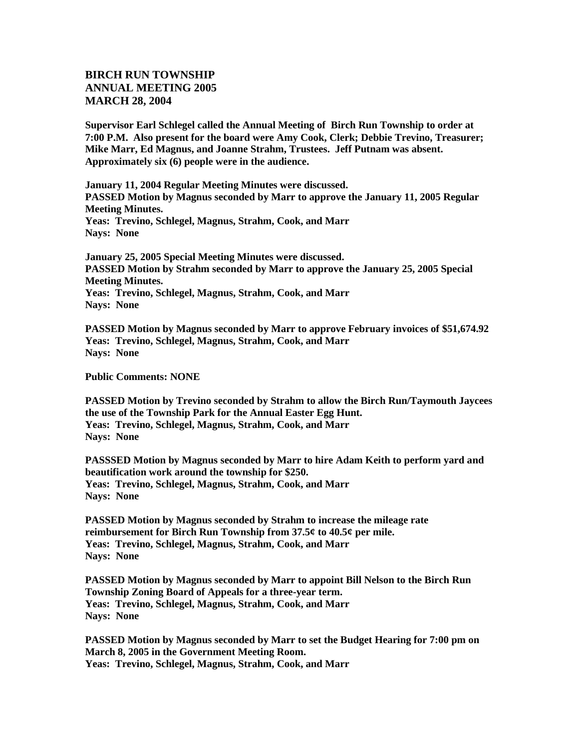**BIRCH RUN TOWNSHIP**
**ANNUAL MEETING 2005**
**MARCH 28, 2004**

**Supervisor Earl Schlegel called the Annual Meeting of Birch Run Township to order at 7:00 P.M. Also present for the board were Amy Cook, Clerk; Debbie Trevino, Treasurer; Mike Marr, Ed Magnus, and Joanne Strahm, Trustees. Jeff Putnam was absent. Approximately six (6) people were in the audience.**

**January 11, 2004 Regular Meeting Minutes were discussed.**
**PASSED Motion by Magnus seconded by Marr to approve the January 11, 2005 Regular Meeting Minutes.**
**Yeas: Trevino, Schlegel, Magnus, Strahm, Cook, and Marr**
**Nays: None**

**January 25, 2005 Special Meeting Minutes were discussed.**
**PASSED Motion by Strahm seconded by Marr to approve the January 25, 2005 Special Meeting Minutes.**
**Yeas: Trevino, Schlegel, Magnus, Strahm, Cook, and Marr**
**Nays: None**

**PASSED Motion by Magnus seconded by Marr to approve February invoices of $51,674.92**
**Yeas: Trevino, Schlegel, Magnus, Strahm, Cook, and Marr**
**Nays: None**

**Public Comments: NONE**

**PASSED Motion by Trevino seconded by Strahm to allow the Birch Run/Taymouth Jaycees the use of the Township Park for the Annual Easter Egg Hunt.**
**Yeas: Trevino, Schlegel, Magnus, Strahm, Cook, and Marr**
**Nays: None**

**PASSSED Motion by Magnus seconded by Marr to hire Adam Keith to perform yard and beautification work around the township for $250.**
**Yeas: Trevino, Schlegel, Magnus, Strahm, Cook, and Marr**
**Nays: None**

**PASSED Motion by Magnus seconded by Strahm to increase the mileage rate reimbursement for Birch Run Township from 37.5¢ to 40.5¢ per mile.**
**Yeas: Trevino, Schlegel, Magnus, Strahm, Cook, and Marr**
**Nays: None**

**PASSED Motion by Magnus seconded by Marr to appoint Bill Nelson to the Birch Run Township Zoning Board of Appeals for a three-year term.**
**Yeas: Trevino, Schlegel, Magnus, Strahm, Cook, and Marr**
**Nays: None**

**PASSED Motion by Magnus seconded by Marr to set the Budget Hearing for 7:00 pm on March 8, 2005 in the Government Meeting Room.**
**Yeas: Trevino, Schlegel, Magnus, Strahm, Cook, and Marr**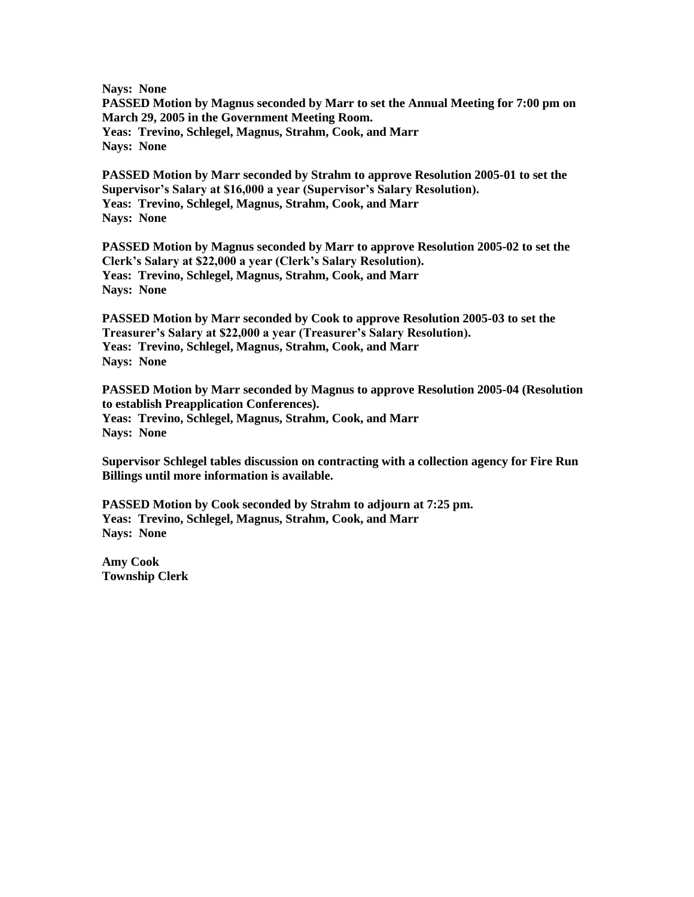**Nays: None**
**PASSED Motion by Magnus seconded by Marr to set the Annual Meeting for 7:00 pm on March 29, 2005 in the Government Meeting Room.**
**Yeas: Trevino, Schlegel, Magnus, Strahm, Cook, and Marr**
**Nays: None**

**PASSED Motion by Marr seconded by Strahm to approve Resolution 2005-01 to set the Supervisor's Salary at $16,000 a year (Supervisor's Salary Resolution).**
**Yeas: Trevino, Schlegel, Magnus, Strahm, Cook, and Marr**
**Nays: None**

**PASSED Motion by Magnus seconded by Marr to approve Resolution 2005-02 to set the Clerk's Salary at $22,000 a year (Clerk's Salary Resolution).**
**Yeas: Trevino, Schlegel, Magnus, Strahm, Cook, and Marr**
**Nays: None**

**PASSED Motion by Marr seconded by Cook to approve Resolution 2005-03 to set the Treasurer's Salary at $22,000 a year (Treasurer's Salary Resolution).**
**Yeas: Trevino, Schlegel, Magnus, Strahm, Cook, and Marr**
**Nays: None**

**PASSED Motion by Marr seconded by Magnus to approve Resolution 2005-04 (Resolution to establish Preapplication Conferences).**
**Yeas: Trevino, Schlegel, Magnus, Strahm, Cook, and Marr**
**Nays: None**

**Supervisor Schlegel tables discussion on contracting with a collection agency for Fire Run Billings until more information is available.**

**PASSED Motion by Cook seconded by Strahm to adjourn at 7:25 pm.**
**Yeas: Trevino, Schlegel, Magnus, Strahm, Cook, and Marr**
**Nays: None**

**Amy Cook**
**Township Clerk**